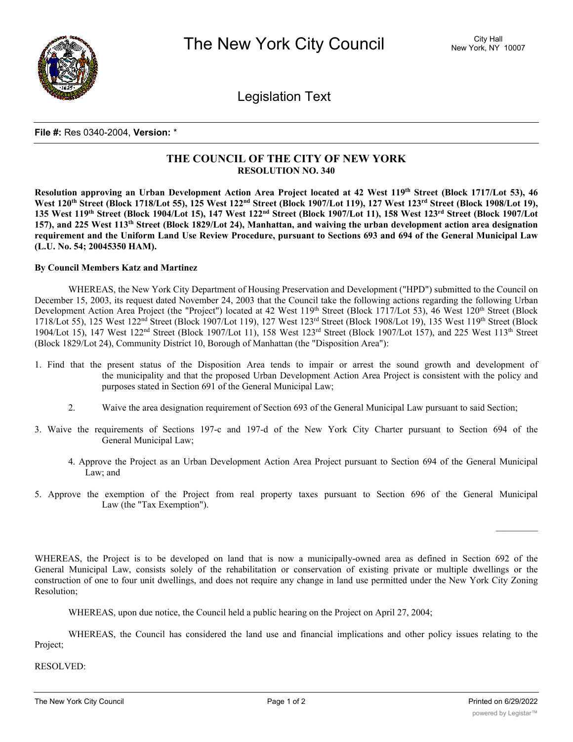**File #:** Res 0340-2004, **Version:** *

# THE COUNCIL OF THE CITY OF NEW YORK
## RESOLUTION NO. 340

**Resolution approving an Urban Development Action Area Project located at 42 West 119th Street (Block 1717/Lot 53), 46 West 120th Street (Block 1718/Lot 55), 125 West 122nd Street (Block 1907/Lot 119), 127 West 123rd Street (Block 1908/Lot 19), 135 West 119th Street (Block 1904/Lot 15), 147 West 122nd Street (Block 1907/Lot 11), 158 West 123rd Street (Block 1907/Lot 157), and 225 West 113th Street (Block 1829/Lot 24), Manhattan, and waiving the urban development action area designation requirement and the Uniform Land Use Review Procedure, pursuant to Sections 693 and 694 of the General Municipal Law (L.U. No. 54; 20045350 HAM).**

**By Council Members Katz and Martinez**

WHEREAS, the New York City Department of Housing Preservation and Development ("HPD") submitted to the Council on December 15, 2003, its request dated November 24, 2003 that the Council take the following actions regarding the following Urban Development Action Area Project (the "Project") located at 42 West 119th Street (Block 1717/Lot 53), 46 West 120th Street (Block 1718/Lot 55), 125 West 122nd Street (Block 1907/Lot 119), 127 West 123rd Street (Block 1908/Lot 19), 135 West 119th Street (Block 1904/Lot 15), 147 West 122nd Street (Block 1907/Lot 11), 158 West 123rd Street (Block 1907/Lot 157), and 225 West 113th Street (Block 1829/Lot 24), Community District 10, Borough of Manhattan (the "Disposition Area"):

1. Find that the present status of the Disposition Area tends to impair or arrest the sound growth and development of the municipality and that the proposed Urban Development Action Area Project is consistent with the policy and purposes stated in Section 691 of the General Municipal Law;

2. Waive the area designation requirement of Section 693 of the General Municipal Law pursuant to said Section;

3. Waive the requirements of Sections 197-c and 197-d of the New York City Charter pursuant to Section 694 of the General Municipal Law;

4. Approve the Project as an Urban Development Action Area Project pursuant to Section 694 of the General Municipal Law; and

5. Approve the exemption of the Project from real property taxes pursuant to Section 696 of the General Municipal Law (the "Tax Exemption").

WHEREAS, the Project is to be developed on land that is now a municipally-owned area as defined in Section 692 of the General Municipal Law, consists solely of the rehabilitation or conservation of existing private or multiple dwellings or the construction of one to four unit dwellings, and does not require any change in land use permitted under the New York City Zoning Resolution;

WHEREAS, upon due notice, the Council held a public hearing on the Project on April 27, 2004;

WHEREAS, the Council has considered the land use and financial implications and other policy issues relating to the Project;

RESOLVED: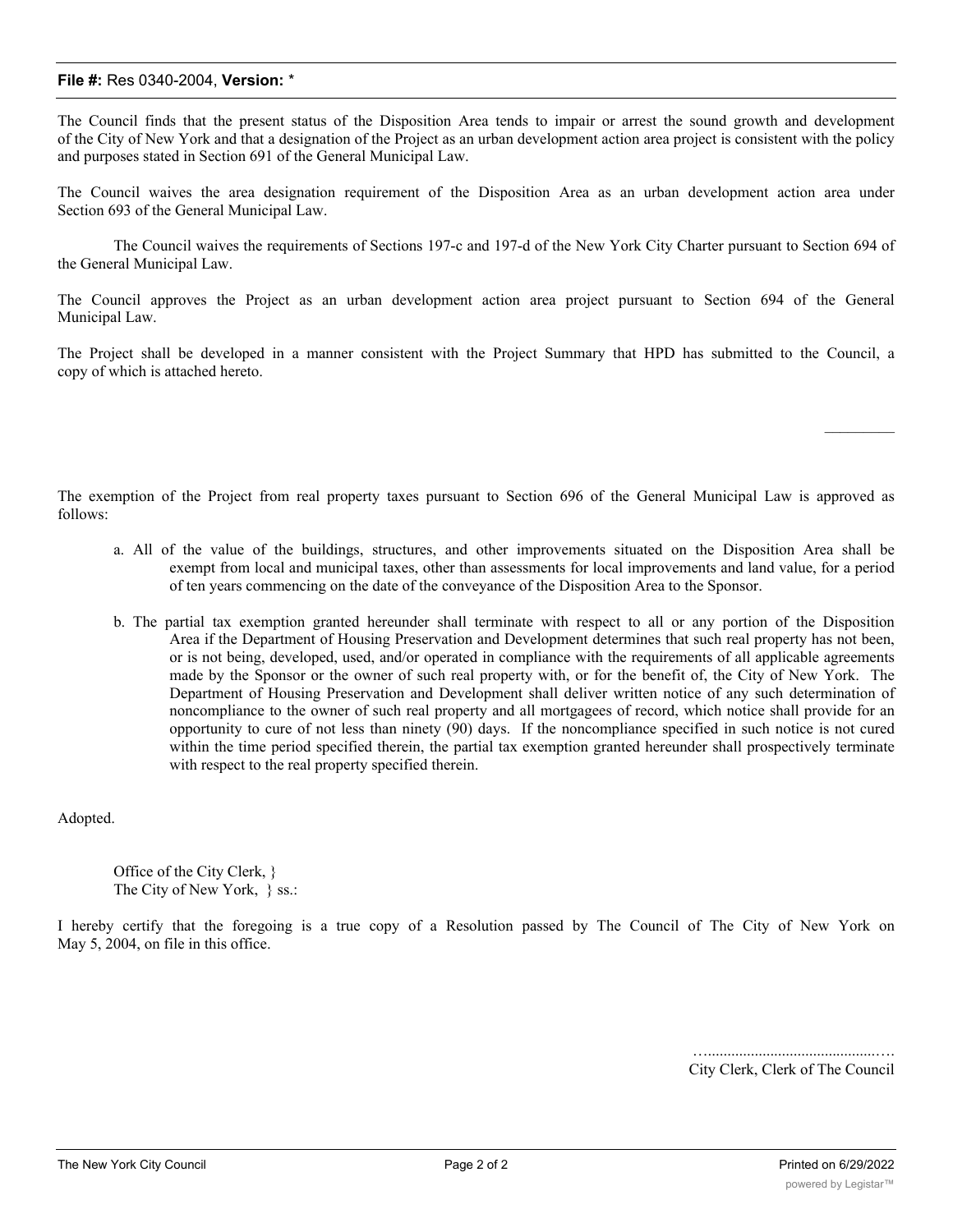The Council finds that the present status of the Disposition Area tends to impair or arrest the sound growth and development of the City of New York and that a designation of the Project as an urban development action area project is consistent with the policy and purposes stated in Section 691 of the General Municipal Law.

The Council waives the area designation requirement of the Disposition Area as an urban development action area under Section 693 of the General Municipal Law.

The Council waives the requirements of Sections 197-c and 197-d of the New York City Charter pursuant to Section 694 of the General Municipal Law.

The Council approves the Project as an urban development action area project pursuant to Section 694 of the General Municipal Law.

The Project shall be developed in a manner consistent with the Project Summary that HPD has submitted to the Council, a copy of which is attached hereto.

The exemption of the Project from real property taxes pursuant to Section 696 of the General Municipal Law is approved as follows:

a. All of the value of the buildings, structures, and other improvements situated on the Disposition Area shall be exempt from local and municipal taxes, other than assessments for local improvements and land value, for a period of ten years commencing on the date of the conveyance of the Disposition Area to the Sponsor.

b. The partial tax exemption granted hereunder shall terminate with respect to all or any portion of the Disposition Area if the Department of Housing Preservation and Development determines that such real property has not been, or is not being, developed, used, and/or operated in compliance with the requirements of all applicable agreements made by the Sponsor or the owner of such real property with, or for the benefit of, the City of New York. The Department of Housing Preservation and Development shall deliver written notice of any such determination of noncompliance to the owner of such real property and all mortgagees of record, which notice shall provide for an opportunity to cure of not less than ninety (90) days. If the noncompliance specified in such notice is not cured within the time period specified therein, the partial tax exemption granted hereunder shall prospectively terminate with respect to the real property specified therein.

Adopted.

Office of the City Clerk, }
The City of New York, } ss.:

I hereby certify that the foregoing is a true copy of a Resolution passed by The Council of The City of New York on May 5, 2004, on file in this office.

…..........................................…
City Clerk, Clerk of The Council